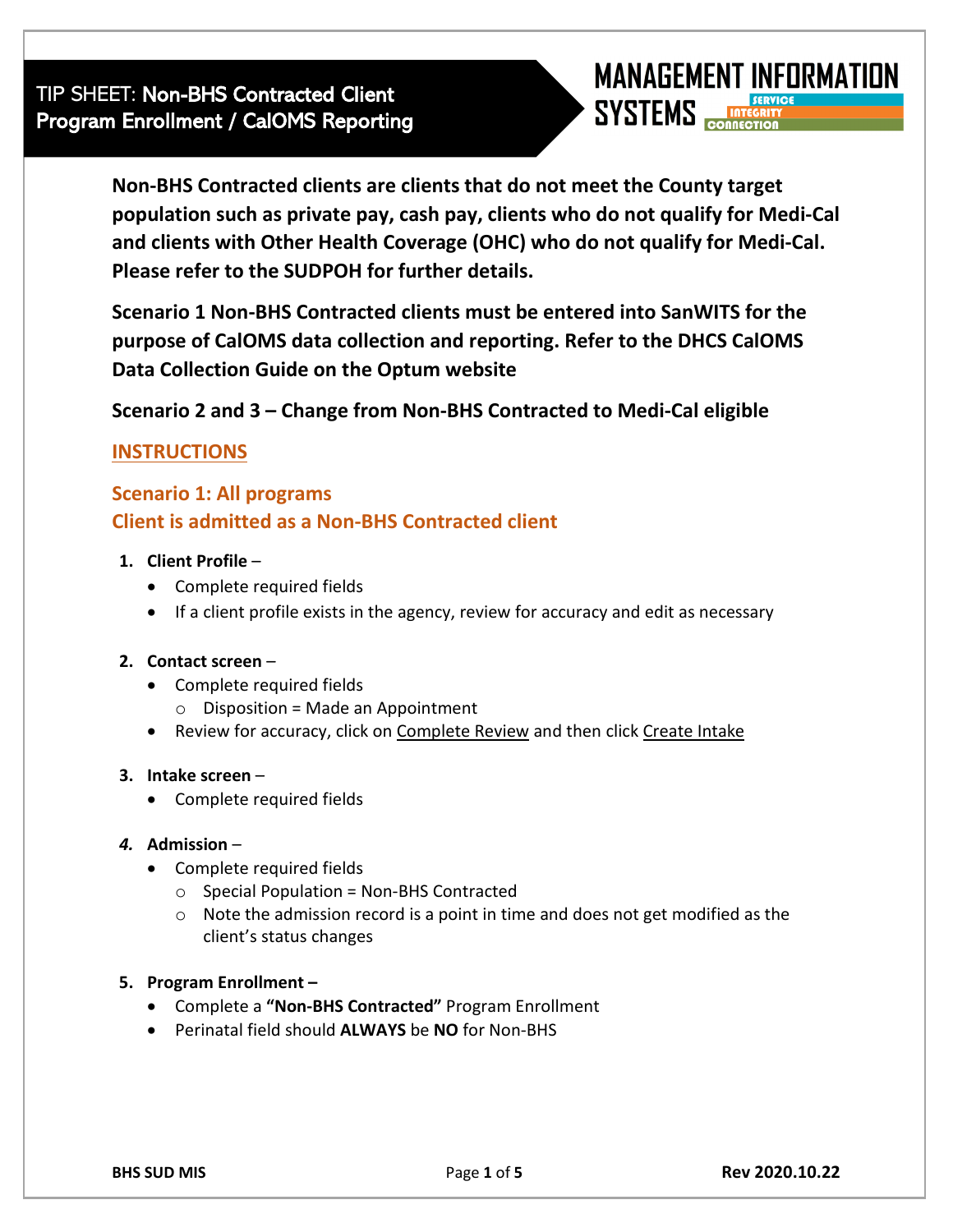# TIP SHEET: Non-BHS Contracted Client Program Enrollment / CalOMS Reporting

MANAGEMENT INFORMATION SYSTEMS

**Non-BHS Contracted clients are clients that do not meet the County target population such as private pay, cash pay, clients who do not qualify for Medi-Cal and clients with Other Health Coverage (OHC) who do not qualify for Medi-Cal. Please refer to the SUDPOH for further details.**

**Scenario 1 Non-BHS Contracted clients must be entered into SanWITS for the purpose of CalOMS data collection and reporting. Refer to the DHCS CalOMS Data Collection Guide on the Optum website**

**Scenario 2 and 3 – Change from Non-BHS Contracted to Medi-Cal eligible**

## INSTRUCTIONS

### Scenario 1: All programs
### Client is admitted as a Non-BHS Contracted client

1. **Client Profile** –
   - Complete required fields
   - If a client profile exists in the agency, review for accuracy and edit as necessary

2. **Contact screen** –
   - Complete required fields
     - Disposition = Made an Appointment
   - Review for accuracy, click on Complete Review and then click Create Intake

3. **Intake screen** –
   - Complete required fields

4. **Admission** –
   - Complete required fields
     - Special Population = Non-BHS Contracted
     - Note the admission record is a point in time and does not get modified as the client's status changes

5. **Program Enrollment –**
   - Complete a **"Non-BHS Contracted"** Program Enrollment
   - Perinatal field should **ALWAYS** be **NO** for Non-BHS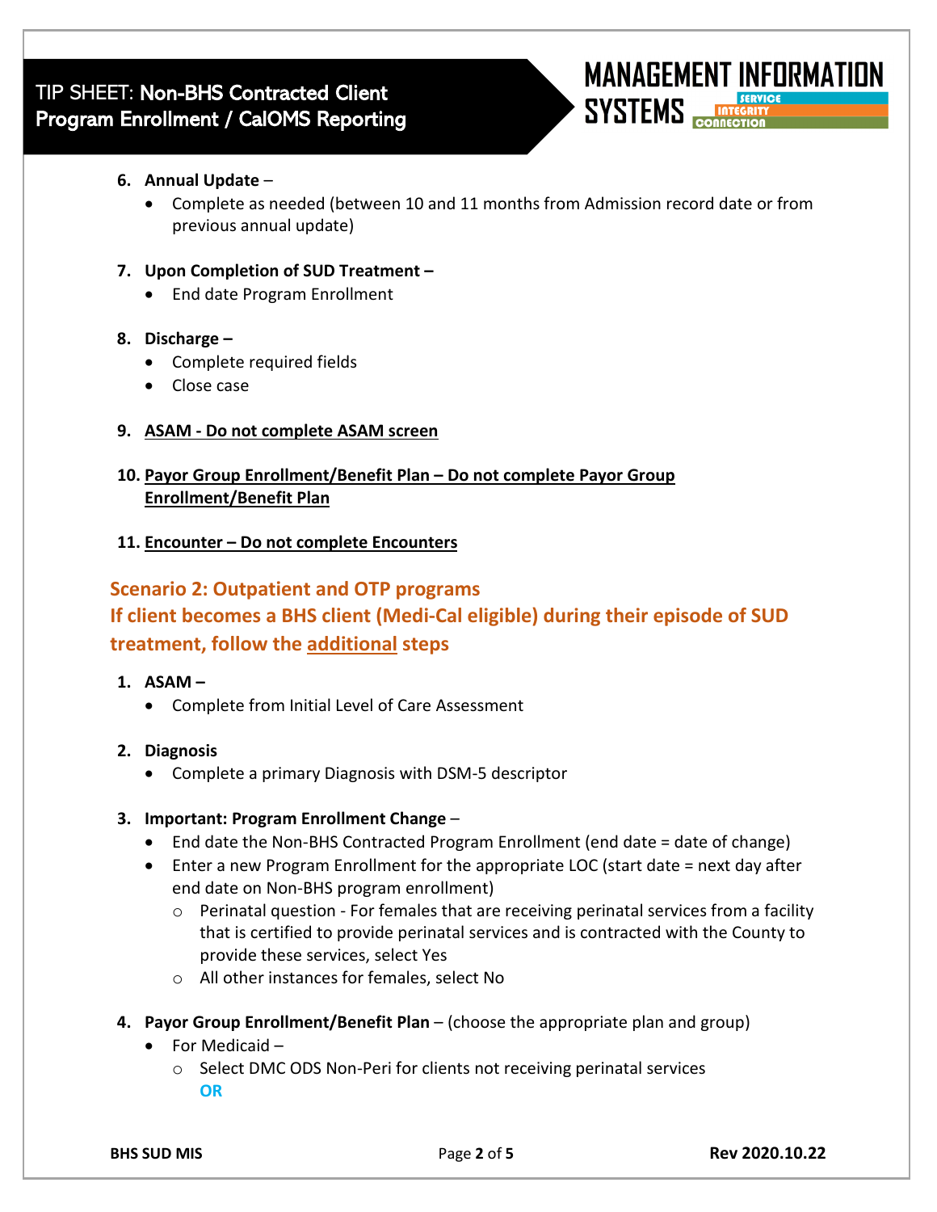6. **Annual Update** –
    - Complete as needed (between 10 and 11 months from Admission record date or from previous annual update)

7. **Upon Completion of SUD Treatment –**
    - End date Program Enrollment

8. **Discharge –**
    - Complete required fields
    - Close case

9. **ASAM - Do not complete ASAM screen**

10. **Payor Group Enrollment/Benefit Plan – Do not complete Payor Group Enrollment/Benefit Plan**

11. **Encounter – Do not complete Encounters**

## Scenario 2: Outpatient and OTP programs
## If client becomes a BHS client (Medi-Cal eligible) during their episode of SUD treatment, follow the additional steps

1. **ASAM –**
    - Complete from Initial Level of Care Assessment

2. **Diagnosis**
    - Complete a primary Diagnosis with DSM-5 descriptor

3. **Important: Program Enrollment Change** –
    - End date the Non-BHS Contracted Program Enrollment (end date = date of change)
    - Enter a new Program Enrollment for the appropriate LOC (start date = next day after end date on Non-BHS program enrollment)
        - Perinatal question - For females that are receiving perinatal services from a facility that is certified to provide perinatal services and is contracted with the County to provide these services, select Yes
        - All other instances for females, select No

4. **Payor Group Enrollment/Benefit Plan** – (choose the appropriate plan and group)
    - For Medicaid –
        - Select DMC ODS Non-Peri for clients not receiving perinatal services
          **OR**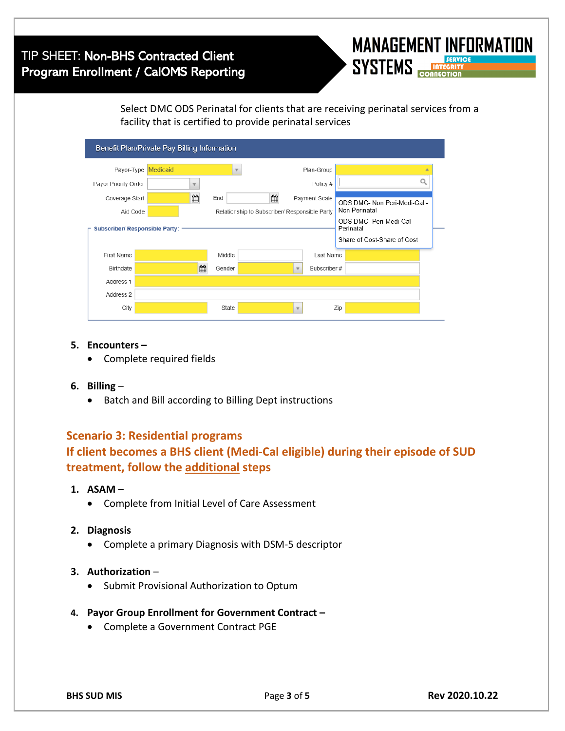Select DMC ODS Perinatal for clients that are receiving perinatal services from a facility that is certified to provide perinatal services

Benefit Plan/Private Pay Billing Information

| | | | |
|---|---|---|---|
| Payor-Type | Medicaid | Plan-Group | |
| Payor Priority Order | | Policy # | |
| Coverage Start | End | Payment Scale | |
| Aid Code | | Relationship to Subscriber/ Responsible Party | |

Plan-Group dropdown options:
- ODS DMC- Non Peri-Medi-Cal - Non Perinatal
- ODS DMC- Peri-Medi-Cal - Perinatal
- Share of Cost-Share of Cost

Subscriber/ Responsible Party:

| | | | | | |
|---|---|---|---|---|---|
| First Name | | Middle | | Last Name | |
| Birthdate | | Gender | | Subscriber # | |
| Address 1 | | | | | |
| Address 2 | | | | | |
| City | | State | | Zip | |

5. **Encounters –**
   - Complete required fields

6. **Billing** –
   - Batch and Bill according to Billing Dept instructions

## Scenario 3: Residential programs
## If client becomes a BHS client (Medi-Cal eligible) during their episode of SUD treatment, follow the additional steps

1. **ASAM –**
   - Complete from Initial Level of Care Assessment

2. **Diagnosis**
   - Complete a primary Diagnosis with DSM-5 descriptor

3. **Authorization** –
   - Submit Provisional Authorization to Optum

4. **Payor Group Enrollment for Government Contract –**
   - Complete a Government Contract PGE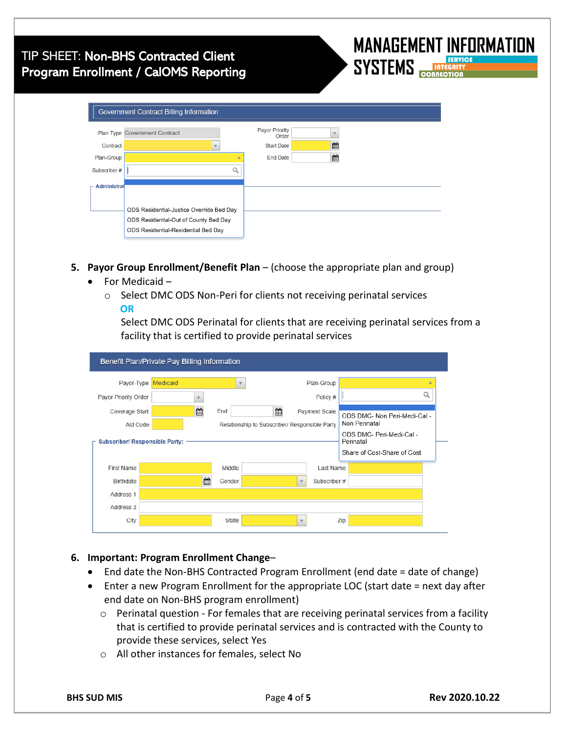Government Contract Billing Information

Plan Type: Government Contract
Contract
Plan-Group
Subscriber #
Administrat
Payor Priority Order
Start Date
End Date

ODS Residential-Justice Override Bed Day
ODS Residential-Out of County Bed Day
ODS Residential-Residential Bed Day

5. **Payor Group Enrollment/Benefit Plan** – (choose the appropriate plan and group)
   - For Medicaid –
     - Select DMC ODS Non-Peri for clients not receiving perinatal services
       **OR**
       Select DMC ODS Perinatal for clients that are receiving perinatal services from a facility that is certified to provide perinatal services

Benefit Plan/Private Pay Billing Information

Payor-Type: Medicaid
Payor Priority Order
Coverage Start
End
Aid Code
Plan-Group
Policy #
Payment Scale
Relationship to Subscriber/ Responsible Party

ODS DMC- Non Peri-Medi-Cal - Non Perinatal
ODS DMC- Peri-Medi-Cal - Perinatal
Share of Cost-Share of Cost

Subscriber/ Responsible Party:
First Name, Middle, Last Name
Birthdate, Gender, Subscriber #
Address 1
Address 2
City, State, Zip

6. **Important: Program Enrollment Change**–
   - End date the Non-BHS Contracted Program Enrollment (end date = date of change)
   - Enter a new Program Enrollment for the appropriate LOC (start date = next day after end date on Non-BHS program enrollment)
     - Perinatal question - For females that are receiving perinatal services from a facility that is certified to provide perinatal services and is contracted with the County to provide these services, select Yes
     - All other instances for females, select No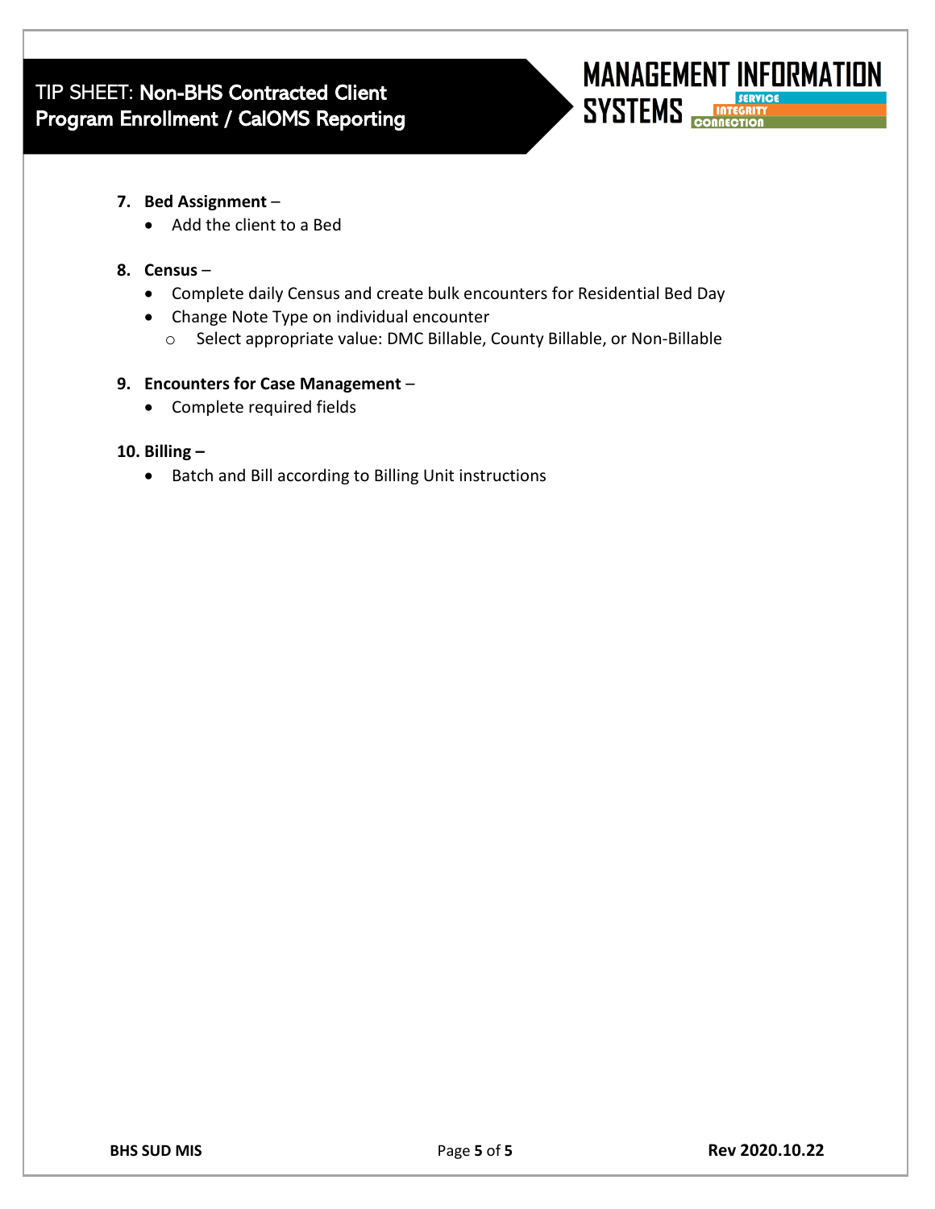7. **Bed Assignment** –
   - Add the client to a Bed

8. **Census** –
   - Complete daily Census and create bulk encounters for Residential Bed Day
   - Change Note Type on individual encounter
     - Select appropriate value: DMC Billable, County Billable, or Non-Billable

9. **Encounters for Case Management** –
   - Complete required fields

10. **Billing –**
    - Batch and Bill according to Billing Unit instructions